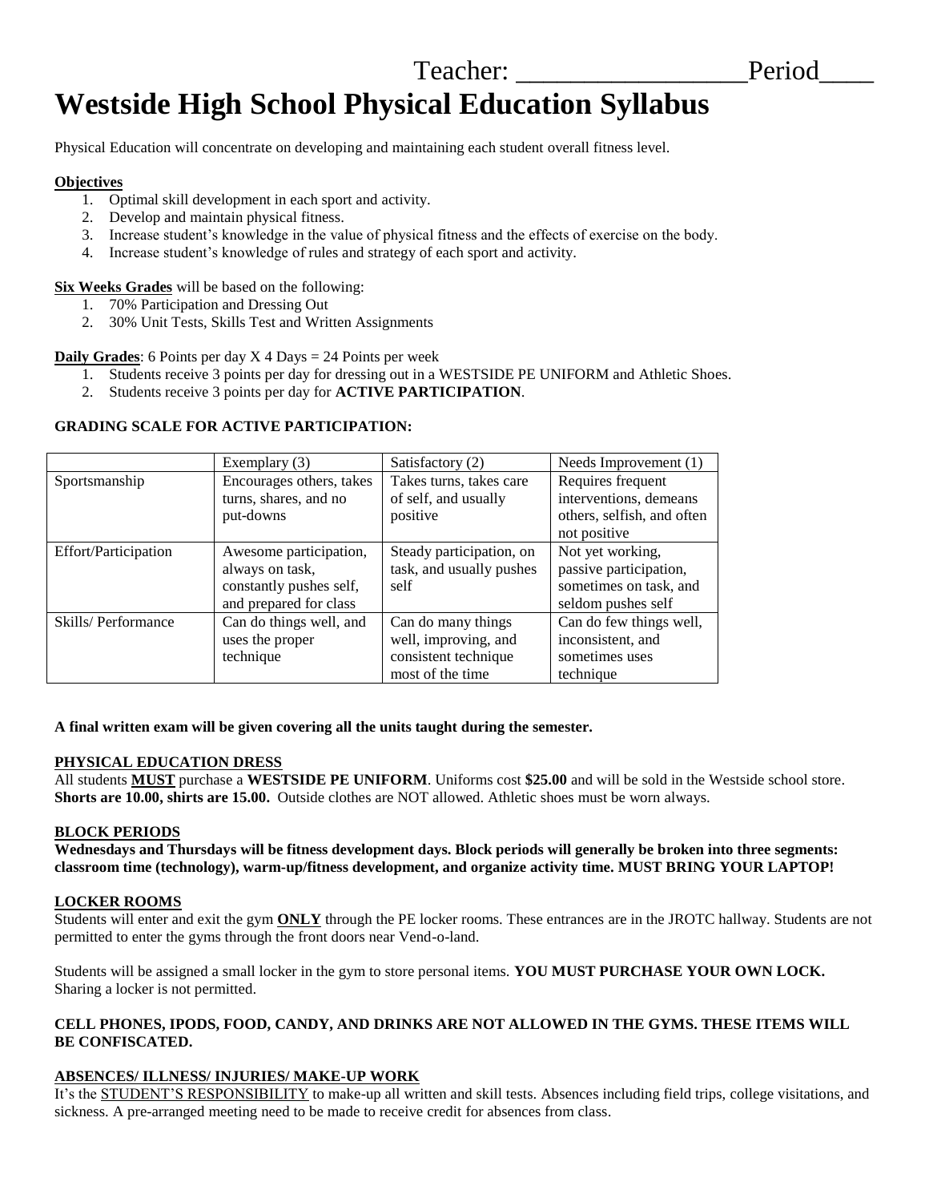Teacher: _________________ Period____

# Westside High School Physical Education Syllabus

Physical Education will concentrate on developing and maintaining each student overall fitness level.

**Objectives**

1. Optimal skill development in each sport and activity.
2. Develop and maintain physical fitness.
3. Increase student's knowledge in the value of physical fitness and the effects of exercise on the body.
4. Increase student's knowledge of rules and strategy of each sport and activity.

**Six Weeks Grades** will be based on the following:

1. 70% Participation and Dressing Out
2. 30% Unit Tests, Skills Test and Written Assignments

**Daily Grades**: 6 Points per day X 4 Days = 24 Points per week

1. Students receive 3 points per day for dressing out in a WESTSIDE PE UNIFORM and Athletic Shoes.
2. Students receive 3 points per day for **ACTIVE PARTICIPATION**.

**GRADING SCALE FOR ACTIVE PARTICIPATION:**

| | Exemplary (3) | Satisfactory (2) | Needs Improvement (1) |
|---|---|---|---|
| Sportsmanship | Encourages others, takes turns, shares, and no put-downs | Takes turns, takes care of self, and usually positive | Requires frequent interventions, demeans others, selfish, and often not positive |
| Effort/Participation | Awesome participation, always on task, constantly pushes self, and prepared for class | Steady participation, on task, and usually pushes self | Not yet working, passive participation, sometimes on task, and seldom pushes self |
| Skills/ Performance | Can do things well, and uses the proper technique | Can do many things well, improving, and consistent technique most of the time | Can do few things well, inconsistent, and sometimes uses technique |

**A final written exam will be given covering all the units taught during the semester.**

**PHYSICAL EDUCATION DRESS**

All students **MUST** purchase a **WESTSIDE PE UNIFORM**. Uniforms cost **$25.00** and will be sold in the Westside school store. **Shorts are 10.00, shirts are 15.00.** Outside clothes are NOT allowed. Athletic shoes must be worn always.

**BLOCK PERIODS**

**Wednesdays and Thursdays will be fitness development days. Block periods will generally be broken into three segments: classroom time (technology), warm-up/fitness development, and organize activity time. MUST BRING YOUR LAPTOP!**

**LOCKER ROOMS**

Students will enter and exit the gym **ONLY** through the PE locker rooms. These entrances are in the JROTC hallway. Students are not permitted to enter the gyms through the front doors near Vend-o-land.

Students will be assigned a small locker in the gym to store personal items. **YOU MUST PURCHASE YOUR OWN LOCK.** Sharing a locker is not permitted.

**CELL PHONES, IPODS, FOOD, CANDY, AND DRINKS ARE NOT ALLOWED IN THE GYMS. THESE ITEMS WILL BE CONFISCATED.**

**ABSENCES/ ILLNESS/ INJURIES/ MAKE-UP WORK**

It's the STUDENT'S RESPONSIBILITY to make-up all written and skill tests. Absences including field trips, college visitations, and sickness. A pre-arranged meeting need to be made to receive credit for absences from class.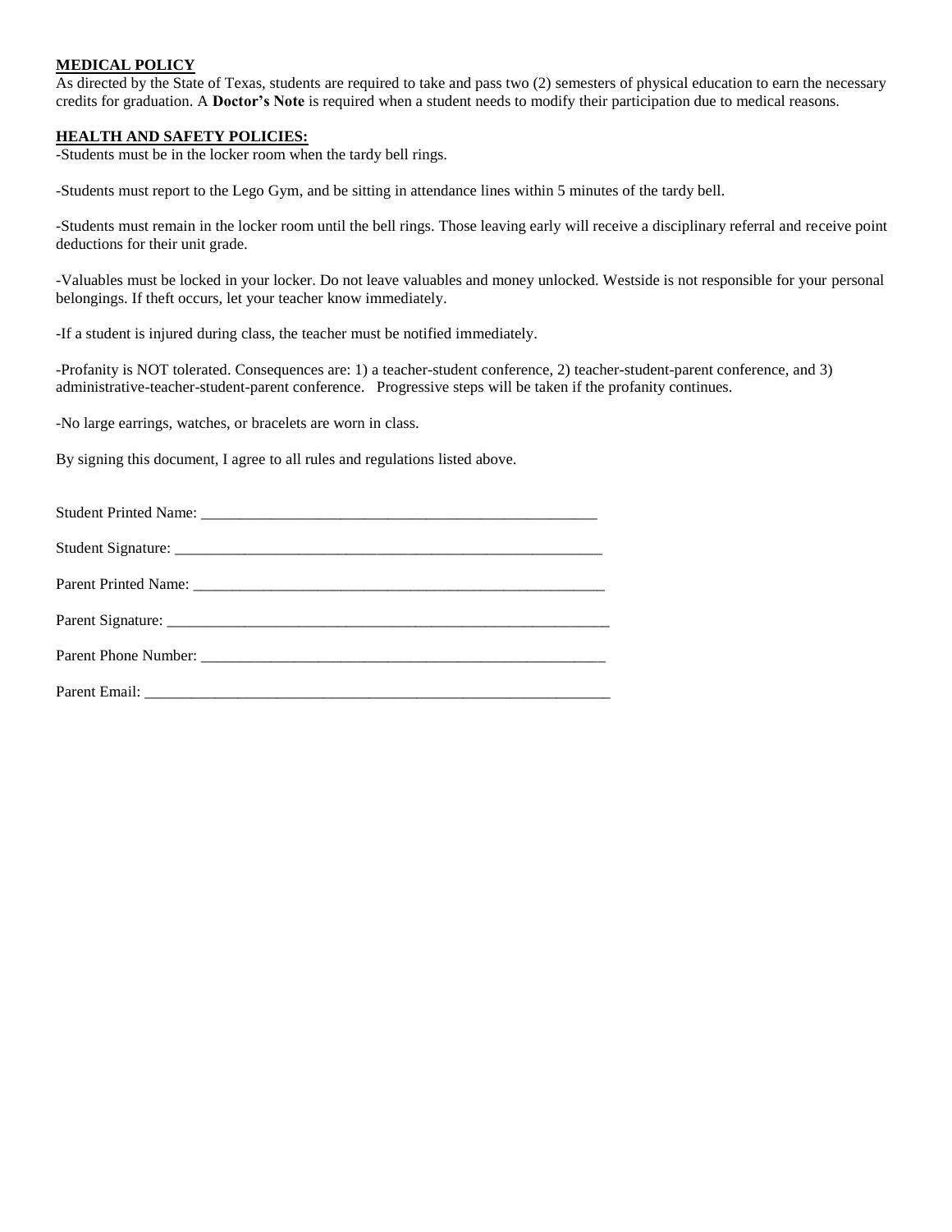**MEDICAL POLICY**

As directed by the State of Texas, students are required to take and pass two (2) semesters of physical education to earn the necessary credits for graduation. A **Doctor's Note** is required when a student needs to modify their participation due to medical reasons.

**HEALTH AND SAFETY POLICIES:**

-Students must be in the locker room when the tardy bell rings.

-Students must report to the Lego Gym, and be sitting in attendance lines within 5 minutes of the tardy bell.

-Students must remain in the locker room until the bell rings. Those leaving early will receive a disciplinary referral and receive point deductions for their unit grade.

-Valuables must be locked in your locker. Do not leave valuables and money unlocked. Westside is not responsible for your personal belongings. If theft occurs, let your teacher know immediately.

-If a student is injured during class, the teacher must be notified immediately.

-Profanity is NOT tolerated. Consequences are: 1) a teacher-student conference, 2) teacher-student-parent conference, and 3) administrative-teacher-student-parent conference. Progressive steps will be taken if the profanity continues.

-No large earrings, watches, or bracelets are worn in class.

By signing this document, I agree to all rules and regulations listed above.

Student Printed Name: ____________________________________________________

Student Signature: _______________________________________________________

Parent Printed Name: _____________________________________________________

Parent Signature: ________________________________________________________

Parent Phone Number: ____________________________________________________

Parent Email: ___________________________________________________________